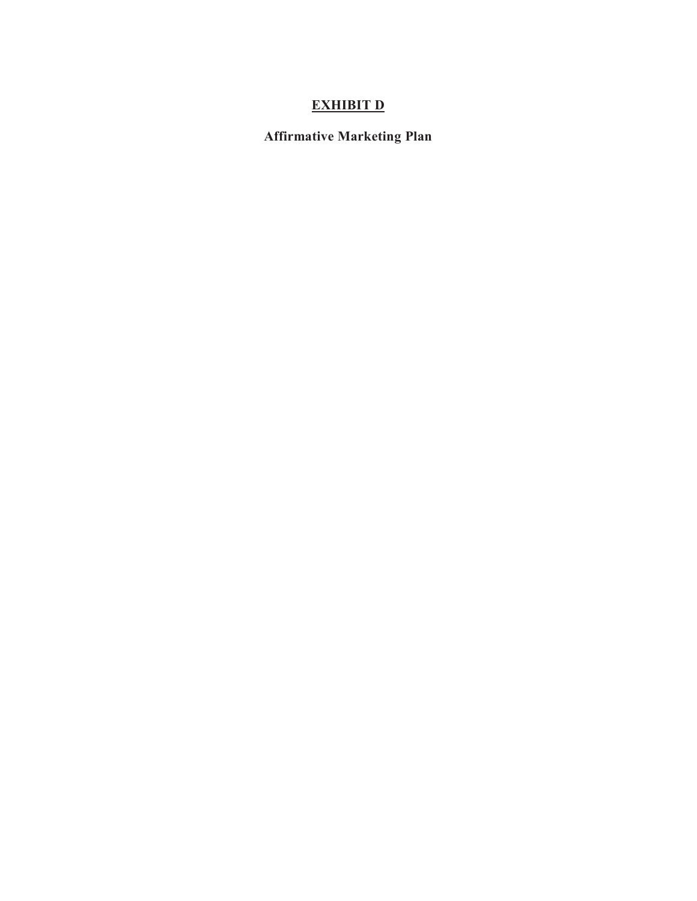# EXHIBIT D

## Affirmative Marketing Plan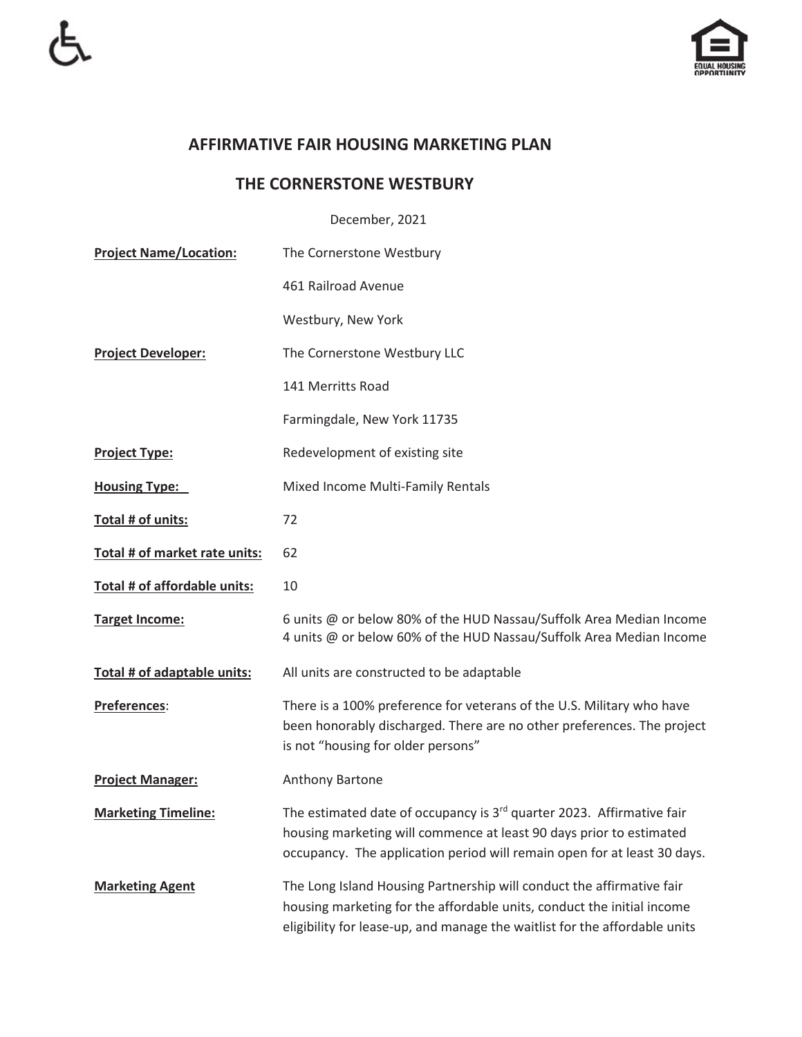# AFFIRMATIVE FAIR HOUSING MARKETING PLAN

## THE CORNERSTONE WESTBURY

December, 2021

| | |
|---|---|
| **Project Name/Location:** | The Cornerstone Westbury<br>461 Railroad Avenue<br>Westbury, New York |
| **Project Developer:** | The Cornerstone Westbury LLC<br>141 Merritts Road<br>Farmingdale, New York 11735 |
| **Project Type:** | Redevelopment of existing site |
| **Housing Type:** | Mixed Income Multi-Family Rentals |
| **Total # of units:** | 72 |
| **Total # of market rate units:** | 62 |
| **Total # of affordable units:** | 10 |
| **Target Income:** | 6 units @ or below 80% of the HUD Nassau/Suffolk Area Median Income<br>4 units @ or below 60% of the HUD Nassau/Suffolk Area Median Income |
| **Total # of adaptable units:** | All units are constructed to be adaptable |
| **Preferences:** | There is a 100% preference for veterans of the U.S. Military who have been honorably discharged. There are no other preferences. The project is not "housing for older persons" |
| **Project Manager:** | Anthony Bartone |
| **Marketing Timeline:** | The estimated date of occupancy is 3rd quarter 2023. Affirmative fair housing marketing will commence at least 90 days prior to estimated occupancy. The application period will remain open for at least 30 days. |
| **Marketing Agent** | The Long Island Housing Partnership will conduct the affirmative fair housing marketing for the affordable units, conduct the initial income eligibility for lease-up, and manage the waitlist for the affordable units |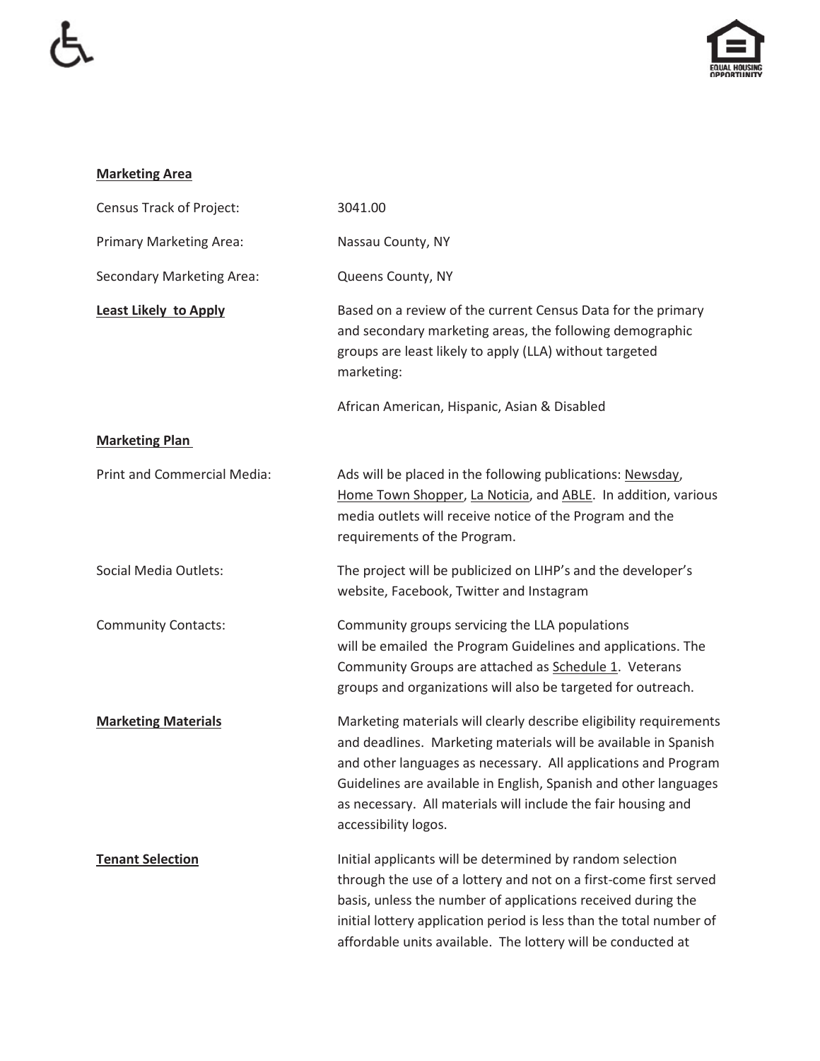**Marketing Area**

| | |
|---|---|
| Census Track of Project: | 3041.00 |
| Primary Marketing Area: | Nassau County, NY |
| Secondary Marketing Area: | Queens County, NY |

**Least Likely to Apply**

Based on a review of the current Census Data for the primary and secondary marketing areas, the following demographic groups are least likely to apply (LLA) without targeted marketing:

African American, Hispanic, Asian & Disabled

**Marketing Plan**

Print and Commercial Media: Ads will be placed in the following publications: Newsday, Home Town Shopper, La Noticia, and ABLE. In addition, various media outlets will receive notice of the Program and the requirements of the Program.

Social Media Outlets: The project will be publicized on LIHP's and the developer's website, Facebook, Twitter and Instagram

Community Contacts: Community groups servicing the LLA populations will be emailed the Program Guidelines and applications. The Community Groups are attached as Schedule 1. Veterans groups and organizations will also be targeted for outreach.

**Marketing Materials**

Marketing materials will clearly describe eligibility requirements and deadlines. Marketing materials will be available in Spanish and other languages as necessary. All applications and Program Guidelines are available in English, Spanish and other languages as necessary. All materials will include the fair housing and accessibility logos.

**Tenant Selection**

Initial applicants will be determined by random selection through the use of a lottery and not on a first-come first served basis, unless the number of applications received during the initial lottery application period is less than the total number of affordable units available. The lottery will be conducted at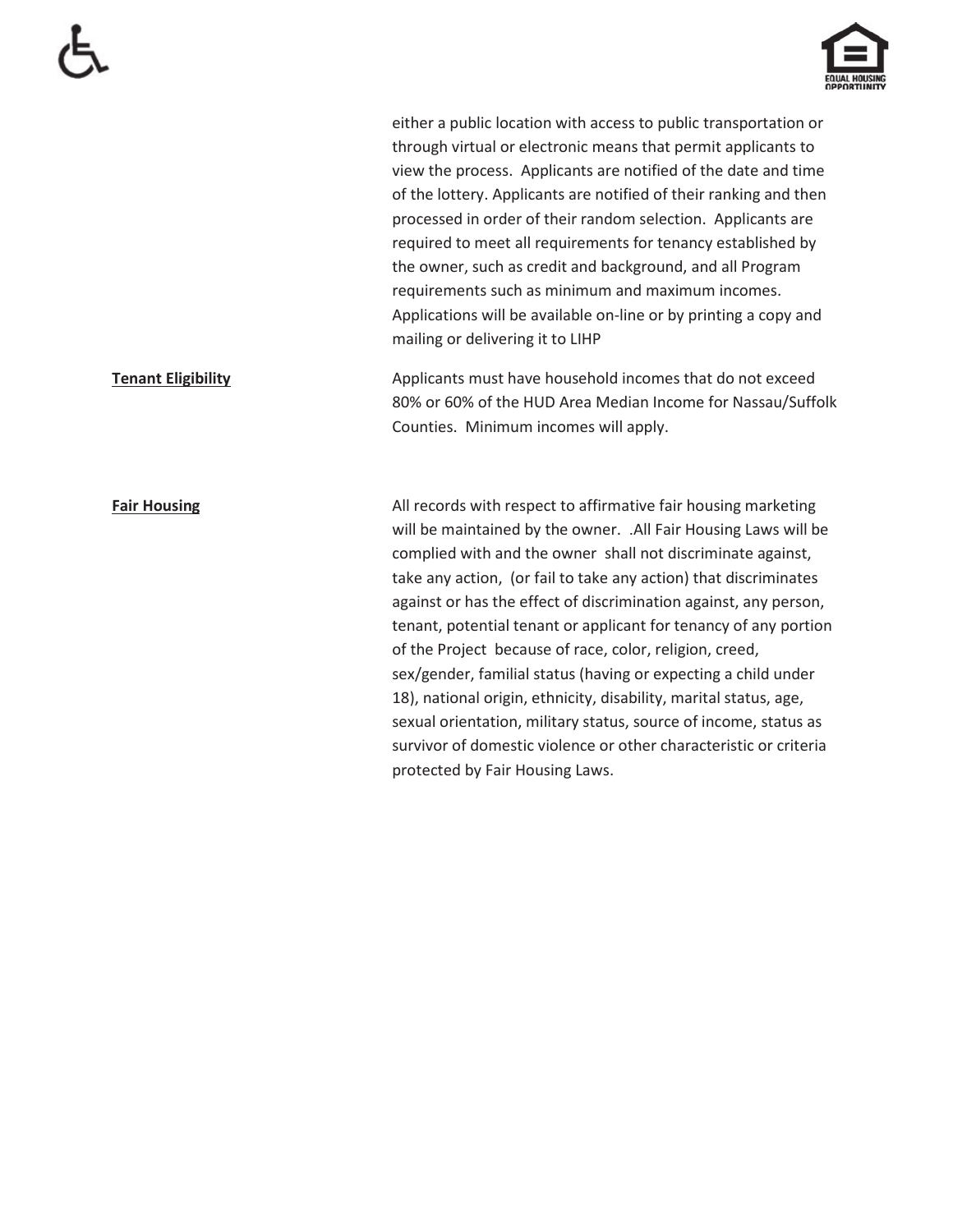either a public location with access to public transportation or through virtual or electronic means that permit applicants to view the process. Applicants are notified of the date and time of the lottery. Applicants are notified of their ranking and then processed in order of their random selection. Applicants are required to meet all requirements for tenancy established by the owner, such as credit and background, and all Program requirements such as minimum and maximum incomes. Applications will be available on-line or by printing a copy and mailing or delivering it to LIHP

**Tenant Eligibility**

Applicants must have household incomes that do not exceed 80% or 60% of the HUD Area Median Income for Nassau/Suffolk Counties. Minimum incomes will apply.

**Fair Housing**

All records with respect to affirmative fair housing marketing will be maintained by the owner. .All Fair Housing Laws will be complied with and the owner shall not discriminate against, take any action, (or fail to take any action) that discriminates against or has the effect of discrimination against, any person, tenant, potential tenant or applicant for tenancy of any portion of the Project because of race, color, religion, creed, sex/gender, familial status (having or expecting a child under 18), national origin, ethnicity, disability, marital status, age, sexual orientation, military status, source of income, status as survivor of domestic violence or other characteristic or criteria protected by Fair Housing Laws.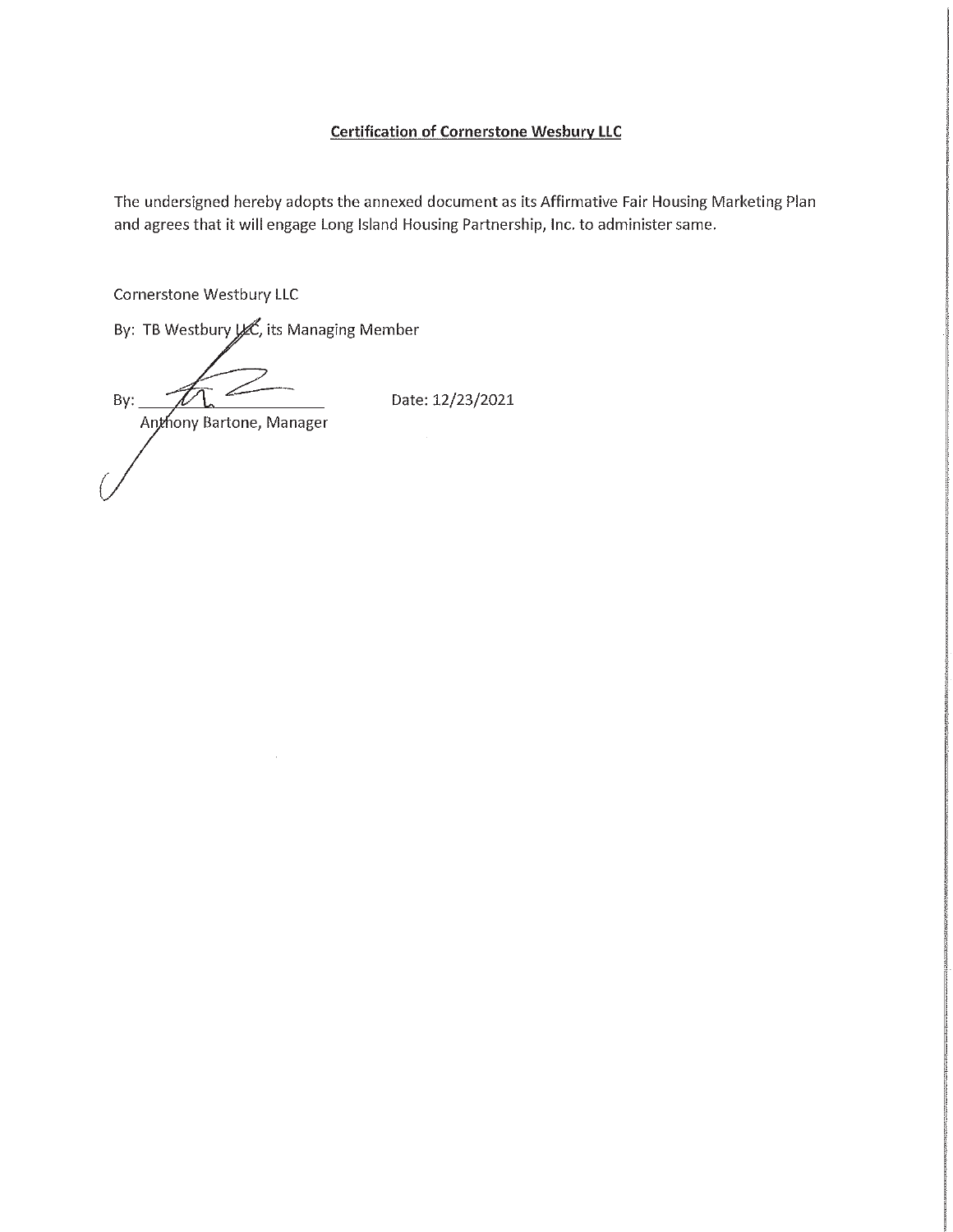**Certification of Cornerstone Wesbury LLC**

The undersigned hereby adopts the annexed document as its Affirmative Fair Housing Marketing Plan and agrees that it will engage Long Island Housing Partnership, Inc. to administer same.

Cornerstone Westbury LLC

By: TB Westbury LLC, its Managing Member

By: ______________________ Date: 12/23/2021

Anthony Bartone, Manager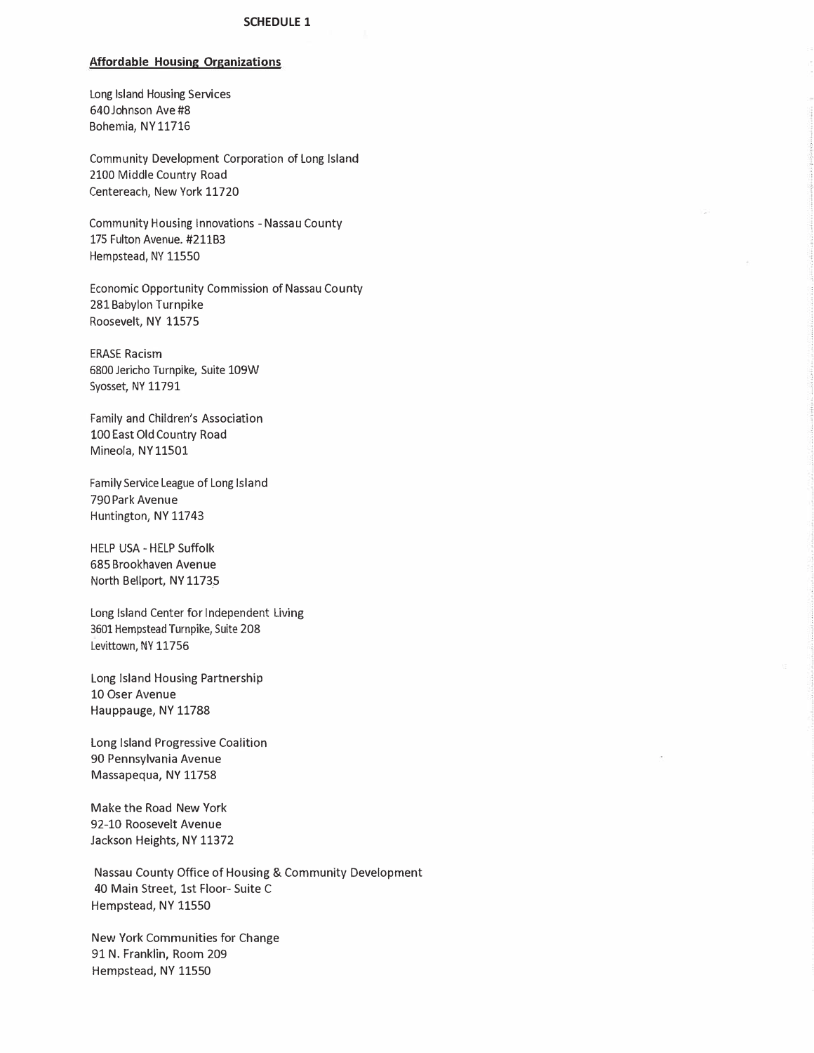**SCHEDULE 1**

**Affordable Housing Organizations**

Long Island Housing Services
640 Johnson Ave #8
Bohemia, NY 11716

Community Development Corporation of Long Island
2100 Middle Country Road
Centereach, New York 11720

Community Housing Innovations - Nassau County
175 Fulton Avenue. #211B3
Hempstead, NY 11550

Economic Opportunity Commission of Nassau County
281 Babylon Turnpike
Roosevelt, NY 11575

ERASE Racism
6800 Jericho Turnpike, Suite 109W
Syosset, NY 11791

Family and Children's Association
100 East Old Country Road
Mineola, NY 11501

Family Service League of Long Island
790 Park Avenue
Huntington, NY 11743

HELP USA - HELP Suffolk
685 Brookhaven Avenue
North Bellport, NY 11735

Long Island Center for Independent Living
3601 Hempstead Turnpike, Suite 208
Levittown, NY 11756

Long Island Housing Partnership
10 Oser Avenue
Hauppauge, NY 11788

Long Island Progressive Coalition
90 Pennsylvania Avenue
Massapequa, NY 11758

Make the Road New York
92-10 Roosevelt Avenue
Jackson Heights, NY 11372

Nassau County Office of Housing & Community Development
40 Main Street, 1st Floor- Suite C
Hempstead, NY 11550

New York Communities for Change
91 N. Franklin, Room 209
Hempstead, NY 11550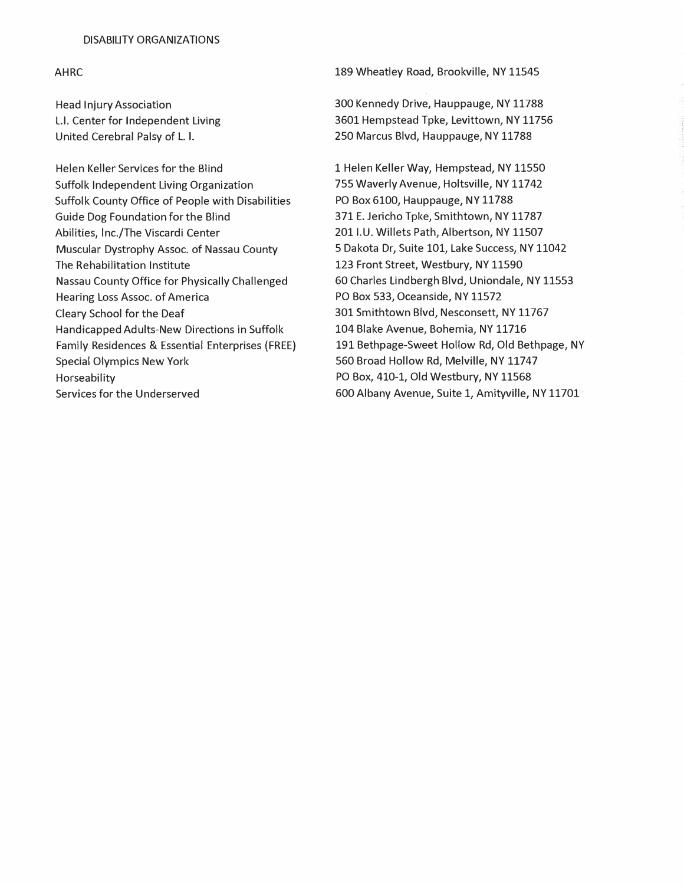## DISABILITY ORGANIZATIONS

| Organization | Address |
|---|---|
| AHRC | 189 Wheatley Road, Brookville, NY 11545 |
| | |
| Head Injury Association | 300 Kennedy Drive, Hauppauge, NY 11788 |
| L.I. Center for Independent Living | 3601 Hempstead Tpke, Levittown, NY 11756 |
| United Cerebral Palsy of L. I. | 250 Marcus Blvd, Hauppauge, NY 11788 |
| | |
| Helen Keller Services for the Blind | 1 Helen Keller Way, Hempstead, NY 11550 |
| Suffolk Independent Living Organization | 755 Waverly Avenue, Holtsville, NY 11742 |
| Suffolk County Office of People with Disabilities | PO Box 6100, Hauppauge, NY 11788 |
| Guide Dog Foundation for the Blind | 371 E. Jericho Tpke, Smithtown, NY 11787 |
| Abilities, Inc./The Viscardi Center | 201 I.U. Willets Path, Albertson, NY 11507 |
| Muscular Dystrophy Assoc. of Nassau County | 5 Dakota Dr, Suite 101, Lake Success, NY 11042 |
| The Rehabilitation Institute | 123 Front Street, Westbury, NY 11590 |
| Nassau County Office for Physically Challenged | 60 Charles Lindbergh Blvd, Uniondale, NY 11553 |
| Hearing Loss Assoc. of America | PO Box 533, Oceanside, NY 11572 |
| Cleary School for the Deaf | 301 Smithtown Blvd, Nesconsett, NY 11767 |
| Handicapped Adults-New Directions in Suffolk | 104 Blake Avenue, Bohemia, NY 11716 |
| Family Residences & Essential Enterprises (FREE) | 191 Bethpage-Sweet Hollow Rd, Old Bethpage, NY |
| Special Olympics New York | 560 Broad Hollow Rd, Melville, NY 11747 |
| Horseability | PO Box, 410-1, Old Westbury, NY 11568 |
| Services for the Underserved | 600 Albany Avenue, Suite 1, Amityville, NY 11701 |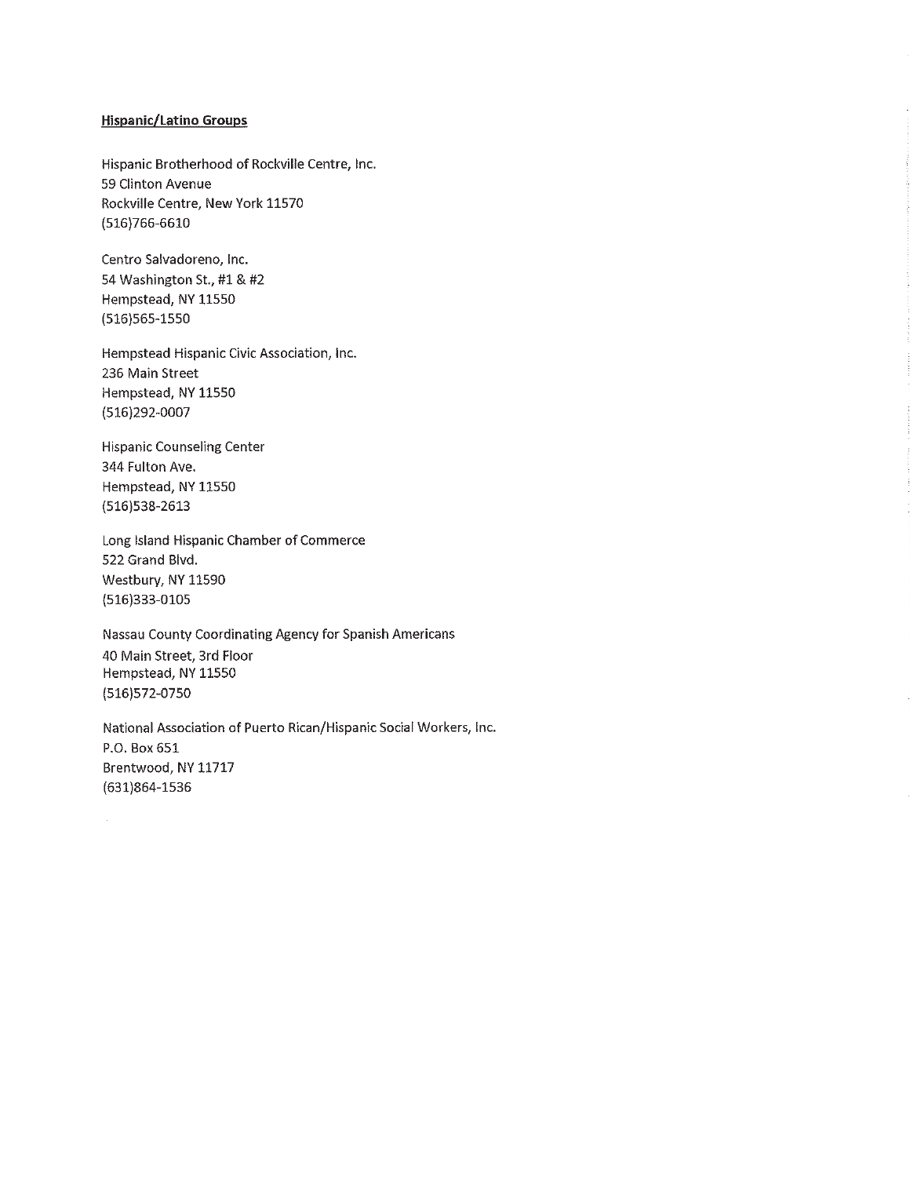**Hispanic/Latino Groups**

Hispanic Brotherhood of Rockville Centre, Inc.
59 Clinton Avenue
Rockville Centre, New York 11570
(516)766-6610

Centro Salvadoreno, Inc.
54 Washington St., #1 & #2
Hempstead, NY 11550
(516)565-1550

Hempstead Hispanic Civic Association, Inc.
236 Main Street
Hempstead, NY 11550
(516)292-0007

Hispanic Counseling Center
344 Fulton Ave.
Hempstead, NY 11550
(516)538-2613

Long Island Hispanic Chamber of Commerce
522 Grand Blvd.
Westbury, NY 11590
(516)333-0105

Nassau County Coordinating Agency for Spanish Americans
40 Main Street, 3rd Floor
Hempstead, NY 11550
(516)572-0750

National Association of Puerto Rican/Hispanic Social Workers, Inc.
P.O. Box 651
Brentwood, NY 11717
(631)864-1536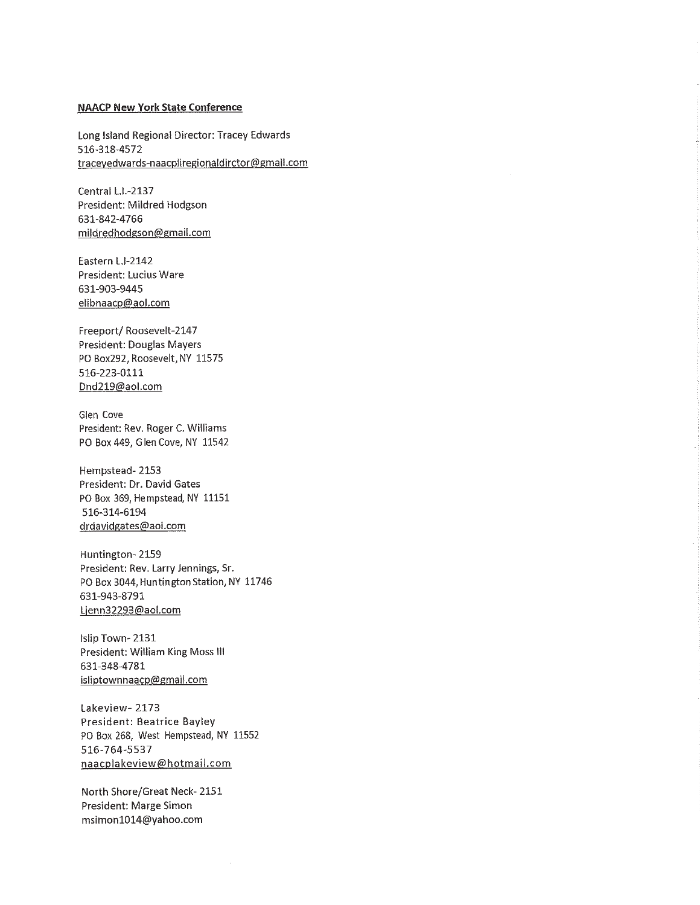**NAACP New York State Conference**

Long Island Regional Director: Tracey Edwards
516-318-4572
traceyedwards-naacpliregionaldirctor@gmail.com

Central L.I.-2137
President: Mildred Hodgson
631-842-4766
mildredhodgson@gmail.com

Eastern L.I-2142
President: Lucius Ware
631-903-9445
elibnaacp@aol.com

Freeport/ Roosevelt-2147
President: Douglas Mayers
PO Box292, Roosevelt, NY 11575
516-223-0111
Dnd219@aol.com

Glen Cove
President: Rev. Roger C. Williams
PO Box 449, Glen Cove, NY 11542

Hempstead- 2153
President: Dr. David Gates
PO Box 369, Hempstead, NY 11151
516-314-6194
drdavidgates@aol.com

Huntington- 2159
President: Rev. Larry Jennings, Sr.
PO Box 3044, Huntington Station, NY 11746
631-943-8791
Ljenn32293@aol.com

Islip Town- 2131
President: William King Moss III
631-348-4781
isliptownnaacp@gmail.com

Lakeview- 2173
President: Beatrice Bayley
PO Box 268, West Hempstead, NY 11552
516-764-5537
naacplakeview@hotmail.com

North Shore/Great Neck- 2151
President: Marge Simon
msimon1014@yahoo.com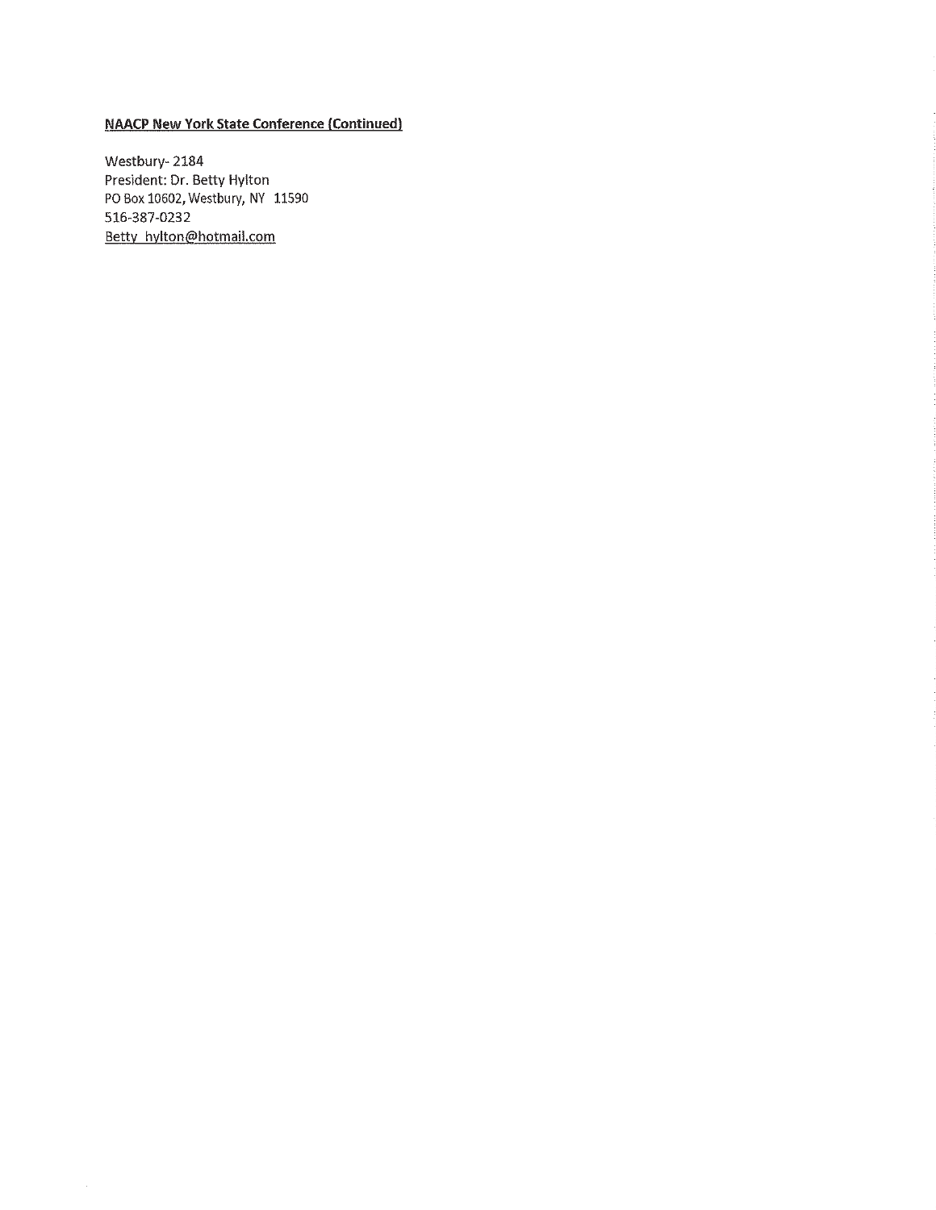**NAACP New York State Conference (Continued)**

Westbury- 2184
President: Dr. Betty Hylton
PO Box 10602, Westbury, NY 11590
516-387-0232
Betty_hylton@hotmail.com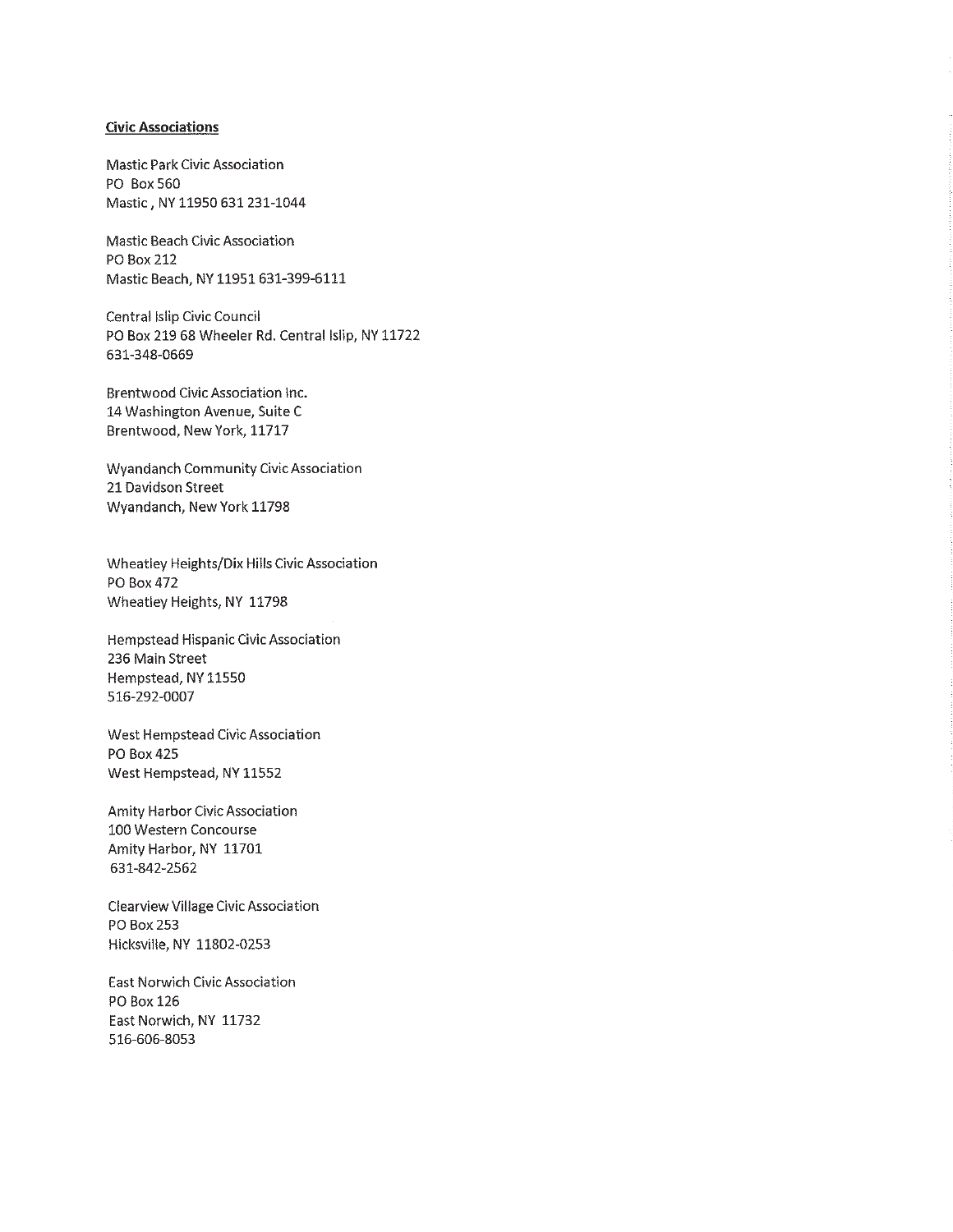**Civic Associations**

Mastic Park Civic Association
PO Box 560
Mastic , NY 11950 631 231-1044

Mastic Beach Civic Association
PO Box 212
Mastic Beach, NY 11951 631-399-6111

Central Islip Civic Council
PO Box 219 68 Wheeler Rd. Central Islip, NY 11722
631-348-0669

Brentwood Civic Association Inc.
14 Washington Avenue, Suite C
Brentwood, New York, 11717

Wyandanch Community Civic Association
21 Davidson Street
Wyandanch, New York 11798

Wheatley Heights/Dix Hills Civic Association
PO Box 472
Wheatley Heights, NY 11798

Hempstead Hispanic Civic Association
236 Main Street
Hempstead, NY 11550
516-292-0007

West Hempstead Civic Association
PO Box 425
West Hempstead, NY 11552

Amity Harbor Civic Association
100 Western Concourse
Amity Harbor, NY 11701
631-842-2562

Clearview Village Civic Association
PO Box 253
Hicksville, NY 11802-0253

East Norwich Civic Association
PO Box 126
East Norwich, NY 11732
516-606-8053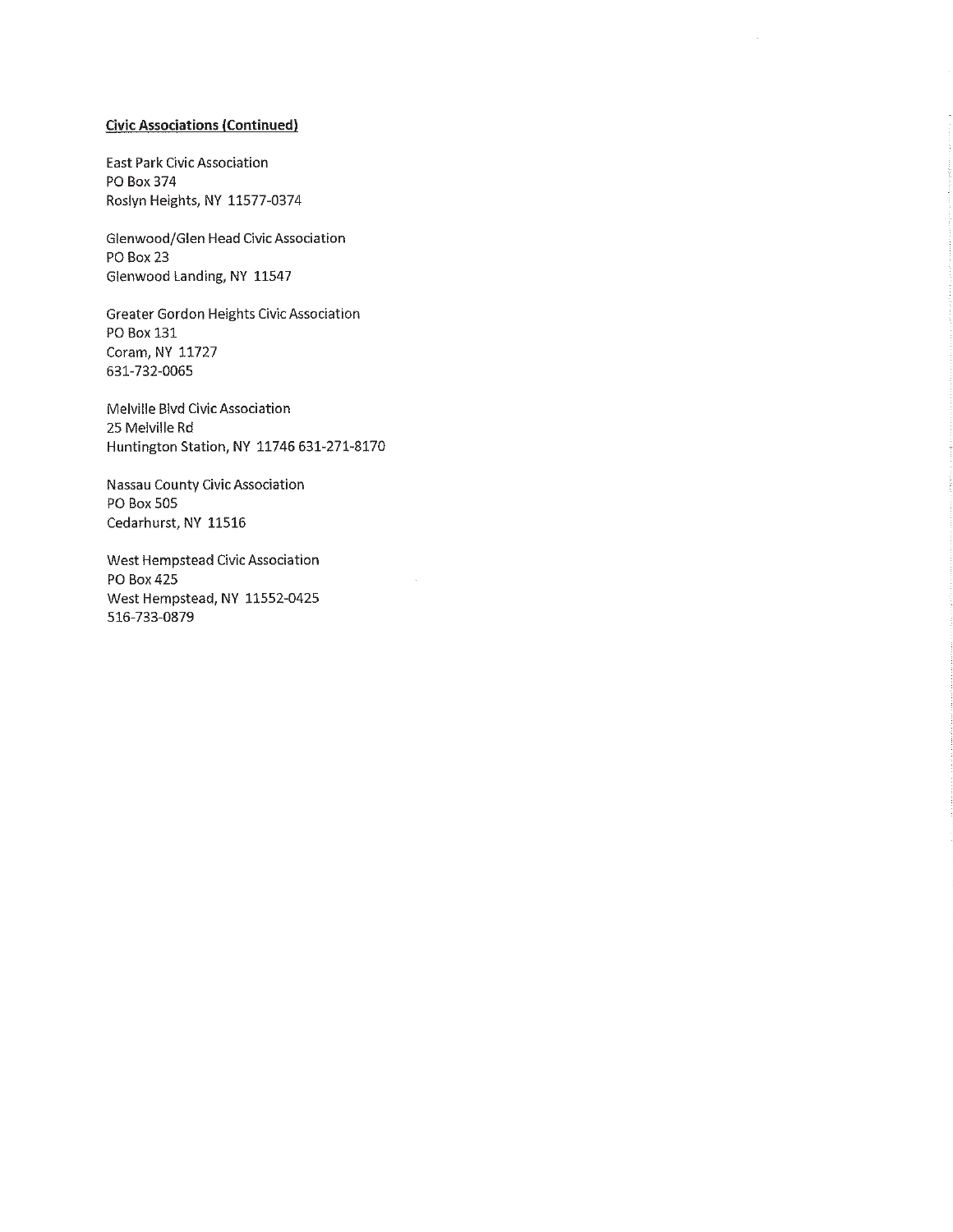**Civic Associations (Continued)**

East Park Civic Association
PO Box 374
Roslyn Heights, NY 11577-0374

Glenwood/Glen Head Civic Association
PO Box 23
Glenwood Landing, NY 11547

Greater Gordon Heights Civic Association
PO Box 131
Coram, NY 11727
631-732-0065

Melville Blvd Civic Association
25 Melville Rd
Huntington Station, NY 11746 631-271-8170

Nassau County Civic Association
PO Box 505
Cedarhurst, NY 11516

West Hempstead Civic Association
PO Box 425
West Hempstead, NY 11552-0425
516-733-0879